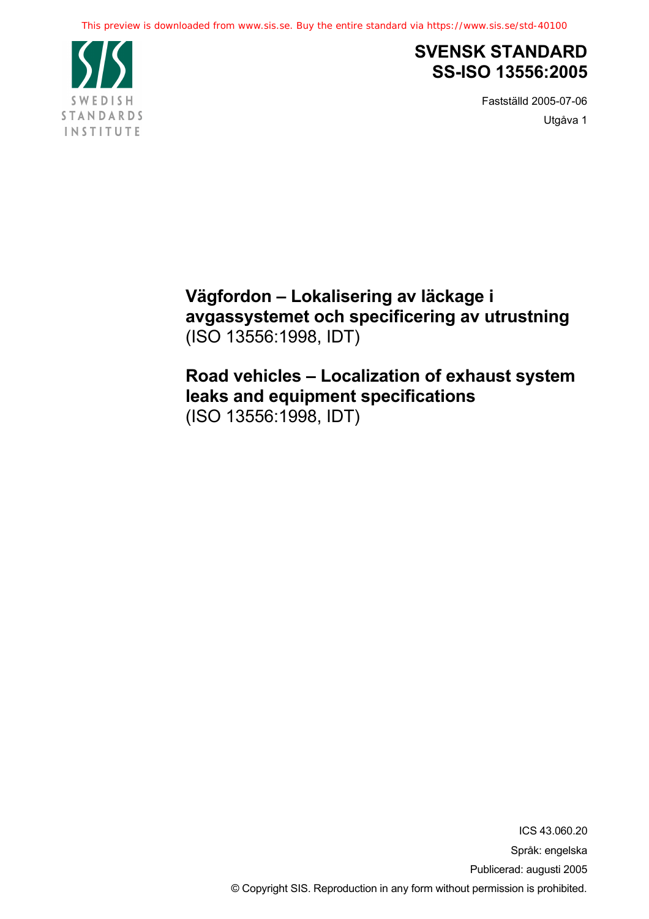This preview is downloaded from www.sis.se. Buy the entire standard via https://www.sis.se/std-40100

SWEDISH STANDARDS INSTITUTE

# SVENSK STANDARD SS-ISO 13556:2005

Fastställd 2005-07-06

Utgåva 1

## Vägfordon – Lokalisering av läckage i avgassystemet och specificering av utrustning (ISO 13556:1998, IDT)

## Road vehicles – Localization of exhaust system leaks and equipment specifications (ISO 13556:1998, IDT)

ICS 43.060.20

Språk: engelska

Publicerad: augusti 2005

© Copyright SIS. Reproduction in any form without permission is prohibited.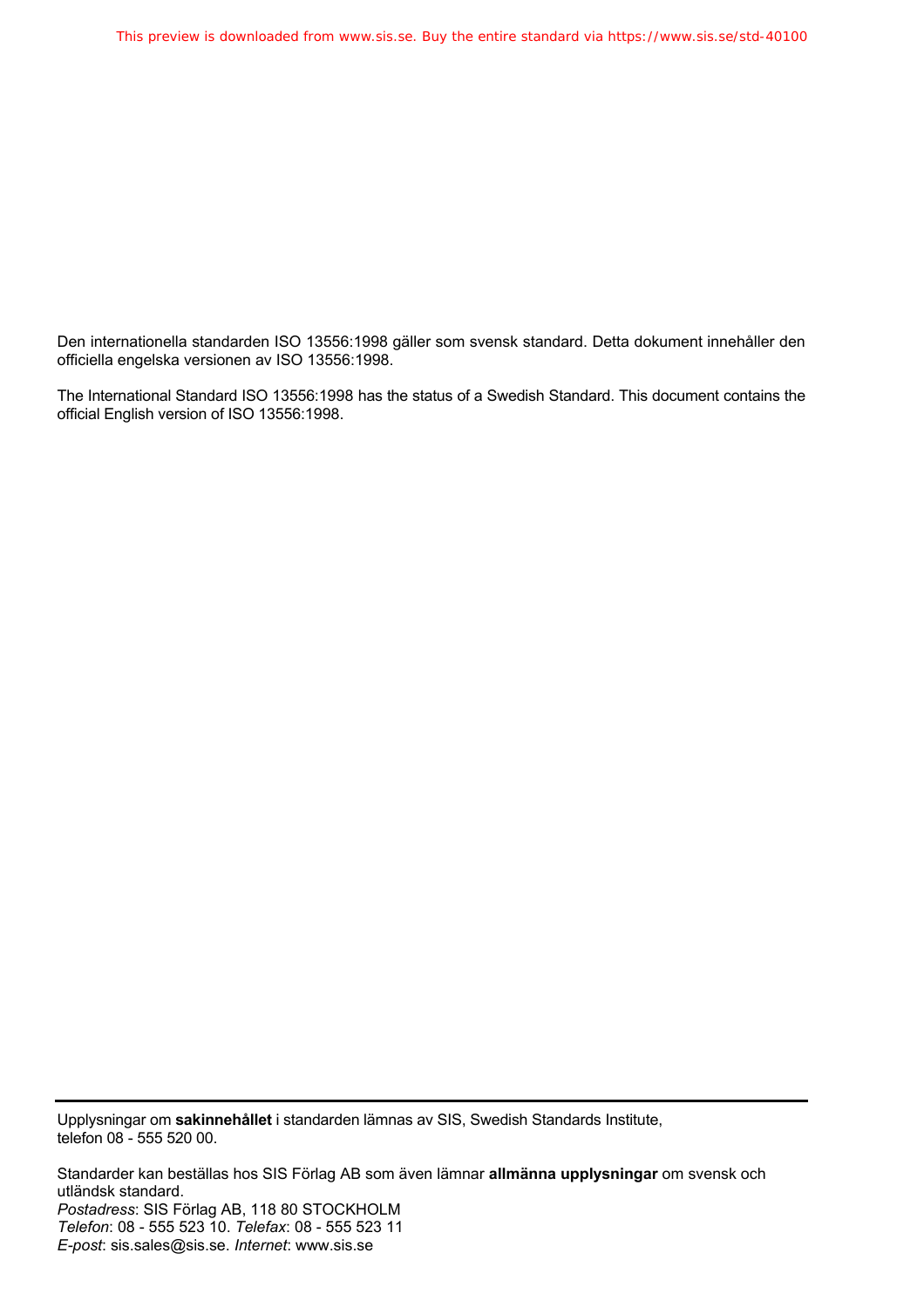Den internationella standarden ISO 13556:1998 gäller som svensk standard. Detta dokument innehåller den officiella engelska versionen av ISO 13556:1998.

The International Standard ISO 13556:1998 has the status of a Swedish Standard. This document contains the official English version of ISO 13556:1998.

---

Upplysningar om **sakinnehållet** i standarden lämnas av SIS, Swedish Standards Institute, telefon 08 - 555 520 00.

Standarder kan beställas hos SIS Förlag AB som även lämnar **allmänna upplysningar** om svensk och utländsk standard.
*Postadress*: SIS Förlag AB, 118 80 STOCKHOLM
*Telefon*: 08 - 555 523 10. *Telefax*: 08 - 555 523 11
*E-post*: sis.sales@sis.se. *Internet*: www.sis.se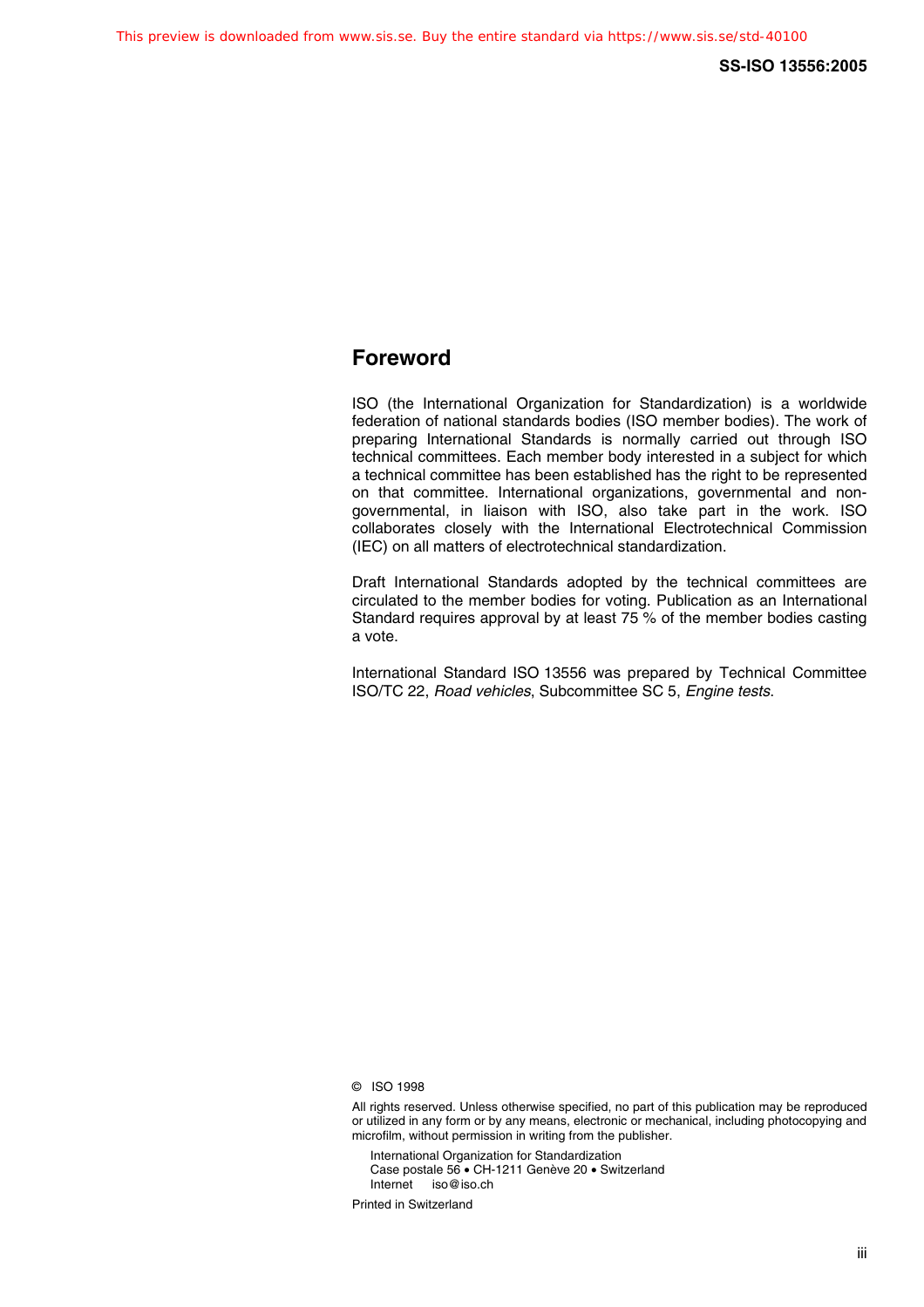## Foreword

ISO (the International Organization for Standardization) is a worldwide federation of national standards bodies (ISO member bodies). The work of preparing International Standards is normally carried out through ISO technical committees. Each member body interested in a subject for which a technical committee has been established has the right to be represented on that committee. International organizations, governmental and non-governmental, in liaison with ISO, also take part in the work. ISO collaborates closely with the International Electrotechnical Commission (IEC) on all matters of electrotechnical standardization.

Draft International Standards adopted by the technical committees are circulated to the member bodies for voting. Publication as an International Standard requires approval by at least 75 % of the member bodies casting a vote.

International Standard ISO 13556 was prepared by Technical Committee ISO/TC 22, *Road vehicles*, Subcommittee SC 5, *Engine tests*.

© ISO 1998

All rights reserved. Unless otherwise specified, no part of this publication may be reproduced or utilized in any form or by any means, electronic or mechanical, including photocopying and microfilm, without permission in writing from the publisher.

International Organization for Standardization
Case postale 56 • CH-1211 Genève 20 • Switzerland
Internet iso@iso.ch

Printed in Switzerland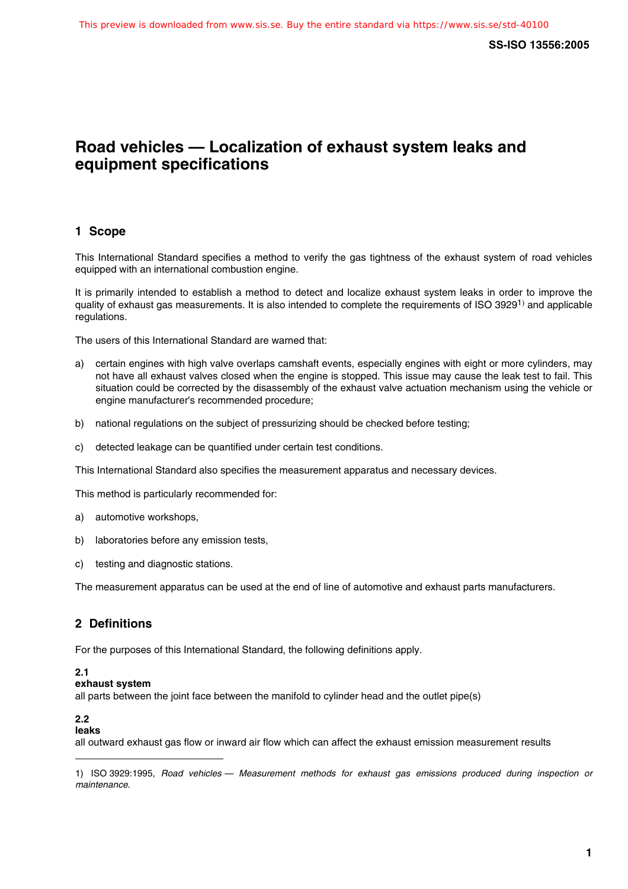# Road vehicles — Localization of exhaust system leaks and equipment specifications

## 1 Scope

This International Standard specifies a method to verify the gas tightness of the exhaust system of road vehicles equipped with an international combustion engine.

It is primarily intended to establish a method to detect and localize exhaust system leaks in order to improve the quality of exhaust gas measurements. It is also intended to complete the requirements of ISO 3929[1] and applicable regulations.

The users of this International Standard are warned that:

a) certain engines with high valve overlaps camshaft events, especially engines with eight or more cylinders, may not have all exhaust valves closed when the engine is stopped. This issue may cause the leak test to fail. This situation could be corrected by the disassembly of the exhaust valve actuation mechanism using the vehicle or engine manufacturer's recommended procedure;

b) national regulations on the subject of pressurizing should be checked before testing;

c) detected leakage can be quantified under certain test conditions.

This International Standard also specifies the measurement apparatus and necessary devices.

This method is particularly recommended for:

a) automotive workshops,

b) laboratories before any emission tests,

c) testing and diagnostic stations.

The measurement apparatus can be used at the end of line of automotive and exhaust parts manufacturers.

## 2 Definitions

For the purposes of this International Standard, the following definitions apply.

**2.1**
**exhaust system**
all parts between the joint face between the manifold to cylinder head and the outlet pipe(s)

**2.2**
**leaks**
all outward exhaust gas flow or inward air flow which can affect the exhaust emission measurement results

---

1) ISO 3929:1995, *Road vehicles — Measurement methods for exhaust gas emissions produced during inspection or maintenance.*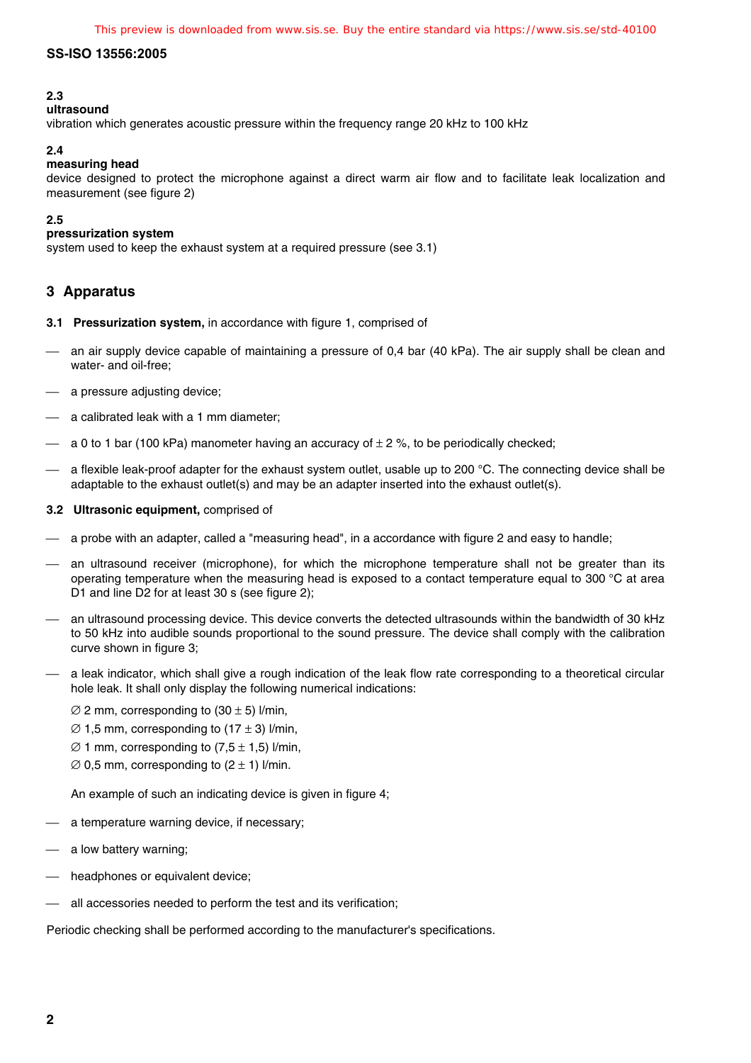**2.3**
**ultrasound**
vibration which generates acoustic pressure within the frequency range 20 kHz to 100 kHz

**2.4**
**measuring head**
device designed to protect the microphone against a direct warm air flow and to facilitate leak localization and measurement (see figure 2)

**2.5**
**pressurization system**
system used to keep the exhaust system at a required pressure (see 3.1)

## 3 Apparatus

**3.1 Pressurization system,** in accordance with figure 1, comprised of

- an air supply device capable of maintaining a pressure of 0,4 bar (40 kPa). The air supply shall be clean and water- and oil-free;
- a pressure adjusting device;
- a calibrated leak with a 1 mm diameter;
- a 0 to 1 bar (100 kPa) manometer having an accuracy of ± 2 %, to be periodically checked;
- a flexible leak-proof adapter for the exhaust system outlet, usable up to 200 °C. The connecting device shall be adaptable to the exhaust outlet(s) and may be an adapter inserted into the exhaust outlet(s).

**3.2 Ultrasonic equipment,** comprised of

- a probe with an adapter, called a "measuring head", in a accordance with figure 2 and easy to handle;
- an ultrasound receiver (microphone), for which the microphone temperature shall not be greater than its operating temperature when the measuring head is exposed to a contact temperature equal to 300 °C at area D1 and line D2 for at least 30 s (see figure 2);
- an ultrasound processing device. This device converts the detected ultrasounds within the bandwidth of 30 kHz to 50 kHz into audible sounds proportional to the sound pressure. The device shall comply with the calibration curve shown in figure 3;
- a leak indicator, which shall give a rough indication of the leak flow rate corresponding to a theoretical circular hole leak. It shall only display the following numerical indications:

  ∅ 2 mm, corresponding to (30 ± 5) l/min,

  ∅ 1,5 mm, corresponding to (17 ± 3) l/min,

  ∅ 1 mm, corresponding to (7,5 ± 1,5) l/min,

  ∅ 0,5 mm, corresponding to (2 ± 1) l/min.

  An example of such an indicating device is given in figure 4;
- a temperature warning device, if necessary;
- a low battery warning;
- headphones or equivalent device;
- all accessories needed to perform the test and its verification;

Periodic checking shall be performed according to the manufacturer's specifications.